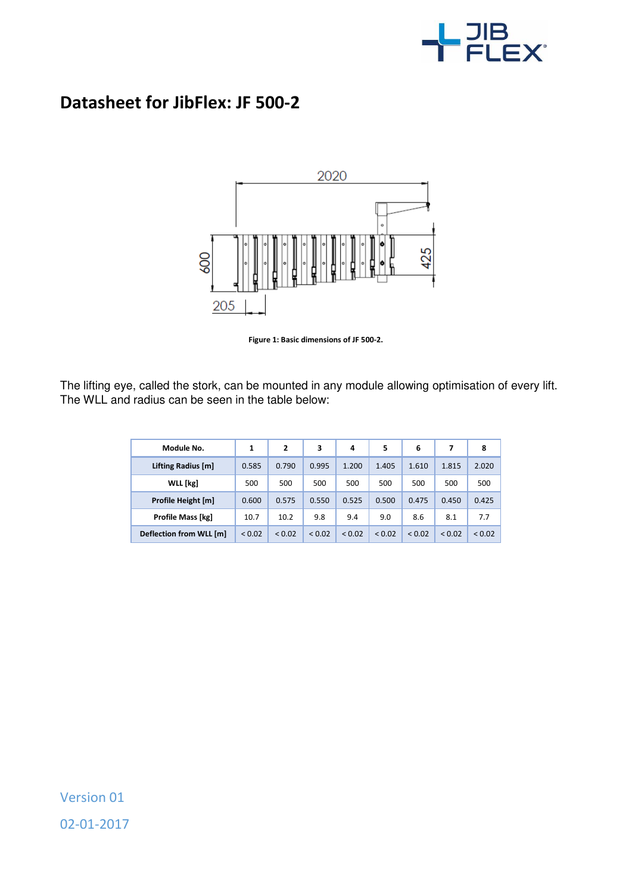# Datasheet for JibFlex: JF 500-2

Figure 1: Basic dimensions of JF 500-2.

The lifting eye, called the stork, can be mounted in any module allowing optimisation of every lift. The WLL and radius can be seen in the table below:

| Module No. | 1 | 2 | 3 | 4 | 5 | 6 | 7 | 8 |
|---|---|---|---|---|---|---|---|---|
| Lifting Radius [m] | 0.585 | 0.790 | 0.995 | 1.200 | 1.405 | 1.610 | 1.815 | 2.020 |
| WLL [kg] | 500 | 500 | 500 | 500 | 500 | 500 | 500 | 500 |
| Profile Height [m] | 0.600 | 0.575 | 0.550 | 0.525 | 0.500 | 0.475 | 0.450 | 0.425 |
| Profile Mass [kg] | 10.7 | 10.2 | 9.8 | 9.4 | 9.0 | 8.6 | 8.1 | 7.7 |
| Deflection from WLL [m] | < 0.02 | < 0.02 | < 0.02 | < 0.02 | < 0.02 | < 0.02 | < 0.02 | < 0.02 |

Version 01

02-01-2017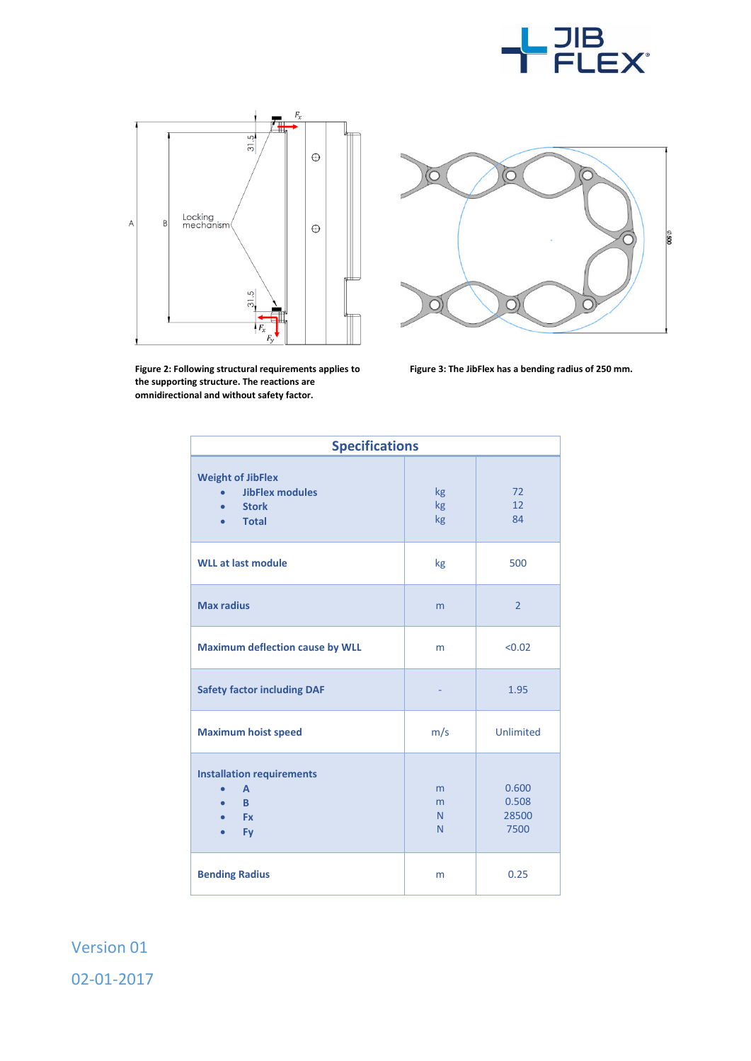A

B

Locking mechanism

31.5

31.5

$F_x$

$F_x$

$F_y$

Ø 500

**Figure 2: Following structural requirements applies to the supporting structure. The reactions are omnidirectional and without safety factor.**

**Figure 3: The JibFlex has a bending radius of 250 mm.**

| Specifications | | |
|---|---|---|
| **Weight of JibFlex**<br>• **JibFlex modules**<br>• **Stork**<br>• **Total** | kg<br>kg<br>kg | 72<br>12<br>84 |
| **WLL at last module** | kg | 500 |
| **Max radius** | m | 2 |
| **Maximum deflection cause by WLL** | m | <0.02 |
| **Safety factor including DAF** | - | 1.95 |
| **Maximum hoist speed** | m/s | Unlimited |
| **Installation requirements**<br>• **A**<br>• **B**<br>• **Fx**<br>• **Fy** | m<br>m<br>N<br>N | 0.600<br>0.508<br>28500<br>7500 |
| **Bending Radius** | m | 0.25 |

Version 01

02-01-2017